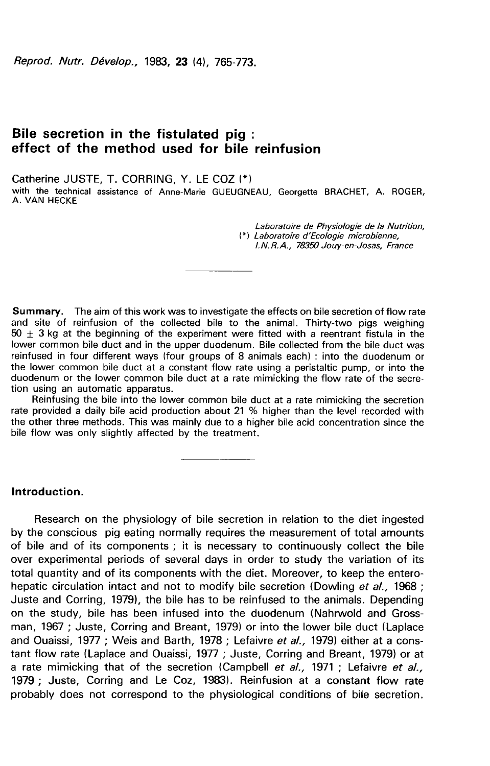# Bile secretion in the fistulated pig : effect of the method used for bile reinfusion

Catherine JUSTE, T. CORRING, Y. LE COZ (*)

with the technical assistance of Anne-Marie GUEUGNEAU, Georgette BRACHET, A. ROGER, A. VAN HECKE

*Laboratoire de Physiologie de la Nutrition,*
*(*) Laboratoire d'Ecologie microbienne,*
*I.N.R.A., 78350 Jouy-en-Josas, France*

---

**Summary.** The aim of this work was to investigate the effects on bile secretion of flow rate and site of reinfusion of the collected bile to the animal. Thirty-two pigs weighing $50 \pm 3$ kg at the beginning of the experiment were fitted with a reentrant fistula in the lower common bile duct and in the upper duodenum. Bile collected from the bile duct was reinfused in four different ways (four groups of 8 animals each) : into the duodenum or the lower common bile duct at a constant flow rate using a peristaltic pump, or into the duodenum or the lower common bile duct at a rate mimicking the flow rate of the secretion using an automatic apparatus.

Reinfusing the bile into the lower common bile duct at a rate mimicking the secretion rate provided a daily bile acid production about 21 % higher than the level recorded with the other three methods. This was mainly due to a higher bile acid concentration since the bile flow was only slightly affected by the treatment.

---

## Introduction.

Research on the physiology of bile secretion in relation to the diet ingested by the conscious pig eating normally requires the measurement of total amounts of bile and of its components ; it is necessary to continuously collect the bile over experimental periods of several days in order to study the variation of its total quantity and of its components with the diet. Moreover, to keep the entero-hepatic circulation intact and not to modify bile secretion (Dowling *et al.*, 1968 ; Juste and Corring, 1979), the bile has to be reinfused to the animals. Depending on the study, bile has been infused into the duodenum (Nahrwold and Grossman, 1967 ; Juste, Corring and Breant, 1979) or into the lower bile duct (Laplace and Ouaissi, 1977 ; Weis and Barth, 1978 ; Lefaivre *et al.*, 1979) either at a constant flow rate (Laplace and Ouaissi, 1977 ; Juste, Corring and Breant, 1979) or at a rate mimicking that of the secretion (Campbell *et al.*, 1971 ; Lefaivre *et al.*, 1979 ; Juste, Corring and Le Coz, 1983). Reinfusion at a constant flow rate probably does not correspond to the physiological conditions of bile secretion.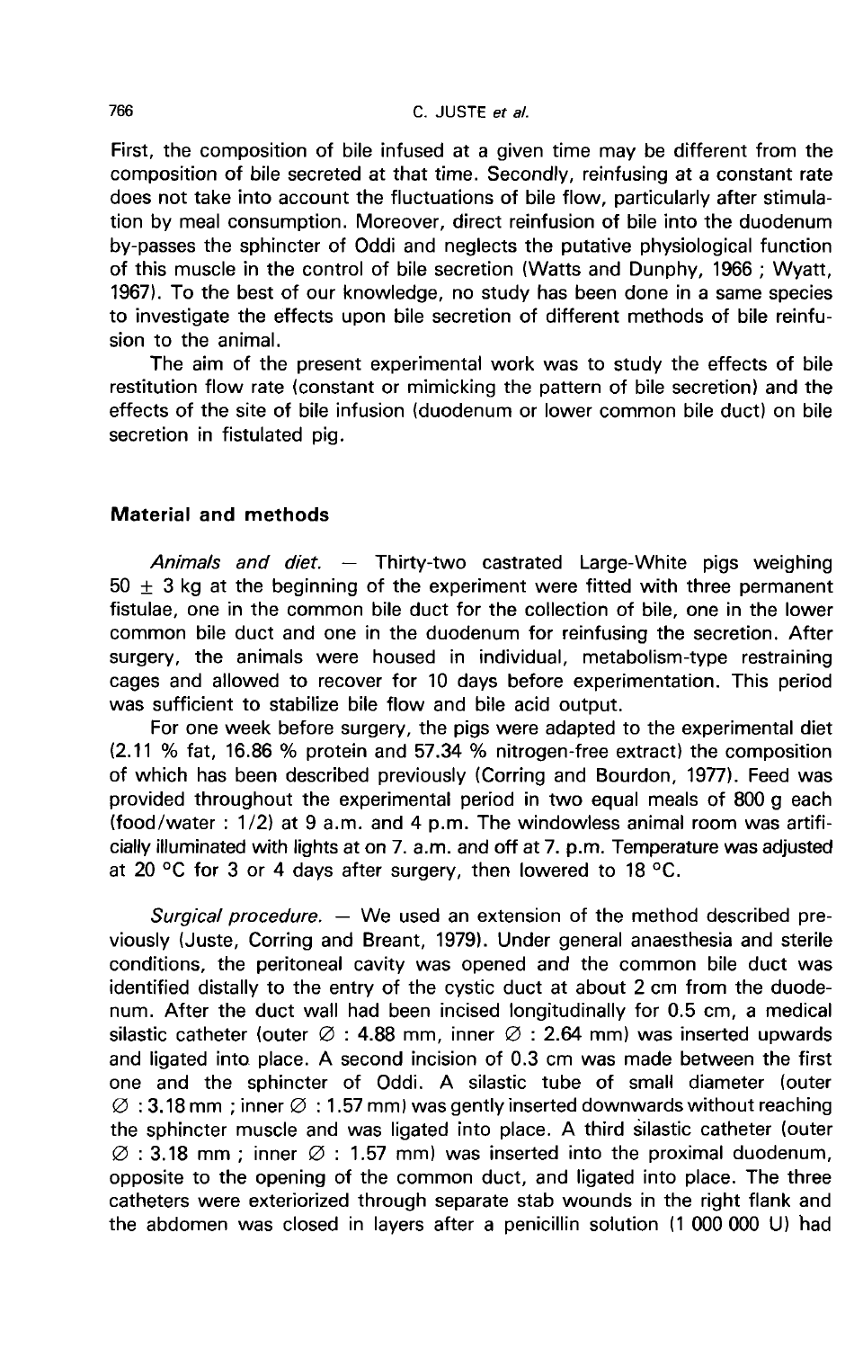First, the composition of bile infused at a given time may be different from the composition of bile secreted at that time. Secondly, reinfusing at a constant rate does not take into account the fluctuations of bile flow, particularly after stimulation by meal consumption. Moreover, direct reinfusion of bile into the duodenum by-passes the sphincter of Oddi and neglects the putative physiological function of this muscle in the control of bile secretion (Watts and Dunphy, 1966 ; Wyatt, 1967). To the best of our knowledge, no study has been done in a same species to investigate the effects upon bile secretion of different methods of bile reinfusion to the animal.

The aim of the present experimental work was to study the effects of bile restitution flow rate (constant or mimicking the pattern of bile secretion) and the effects of the site of bile infusion (duodenum or lower common bile duct) on bile secretion in fistulated pig.

## Material and methods

*Animals and diet.* — Thirty-two castrated Large-White pigs weighing $50 \pm 3$ kg at the beginning of the experiment were fitted with three permanent fistulae, one in the common bile duct for the collection of bile, one in the lower common bile duct and one in the duodenum for reinfusing the secretion. After surgery, the animals were housed in individual, metabolism-type restraining cages and allowed to recover for 10 days before experimentation. This period was sufficient to stabilize bile flow and bile acid output.

For one week before surgery, the pigs were adapted to the experimental diet (2.11 % fat, 16.86 % protein and 57.34 % nitrogen-free extract) the composition of which has been described previously (Corring and Bourdon, 1977). Feed was provided throughout the experimental period in two equal meals of 800 g each (food/water : 1/2) at 9 a.m. and 4 p.m. The windowless animal room was artificially illuminated with lights at on 7. a.m. and off at 7. p.m. Temperature was adjusted at 20 °C for 3 or 4 days after surgery, then lowered to 18 °C.

*Surgical procedure.* — We used an extension of the method described previously (Juste, Corring and Breant, 1979). Under general anaesthesia and sterile conditions, the peritoneal cavity was opened and the common bile duct was identified distally to the entry of the cystic duct at about 2 cm from the duodenum. After the duct wall had been incised longitudinally for 0.5 cm, a medical silastic catheter (outer ∅ : 4.88 mm, inner ∅ : 2.64 mm) was inserted upwards and ligated into place. A second incision of 0.3 cm was made between the first one and the sphincter of Oddi. A silastic tube of small diameter (outer ∅ : 3.18 mm ; inner ∅ : 1.57 mm) was gently inserted downwards without reaching the sphincter muscle and was ligated into place. A third silastic catheter (outer ∅ : 3.18 mm ; inner ∅ : 1.57 mm) was inserted into the proximal duodenum, opposite to the opening of the common duct, and ligated into place. The three catheters were exteriorized through separate stab wounds in the right flank and the abdomen was closed in layers after a penicillin solution (1 000 000 U) had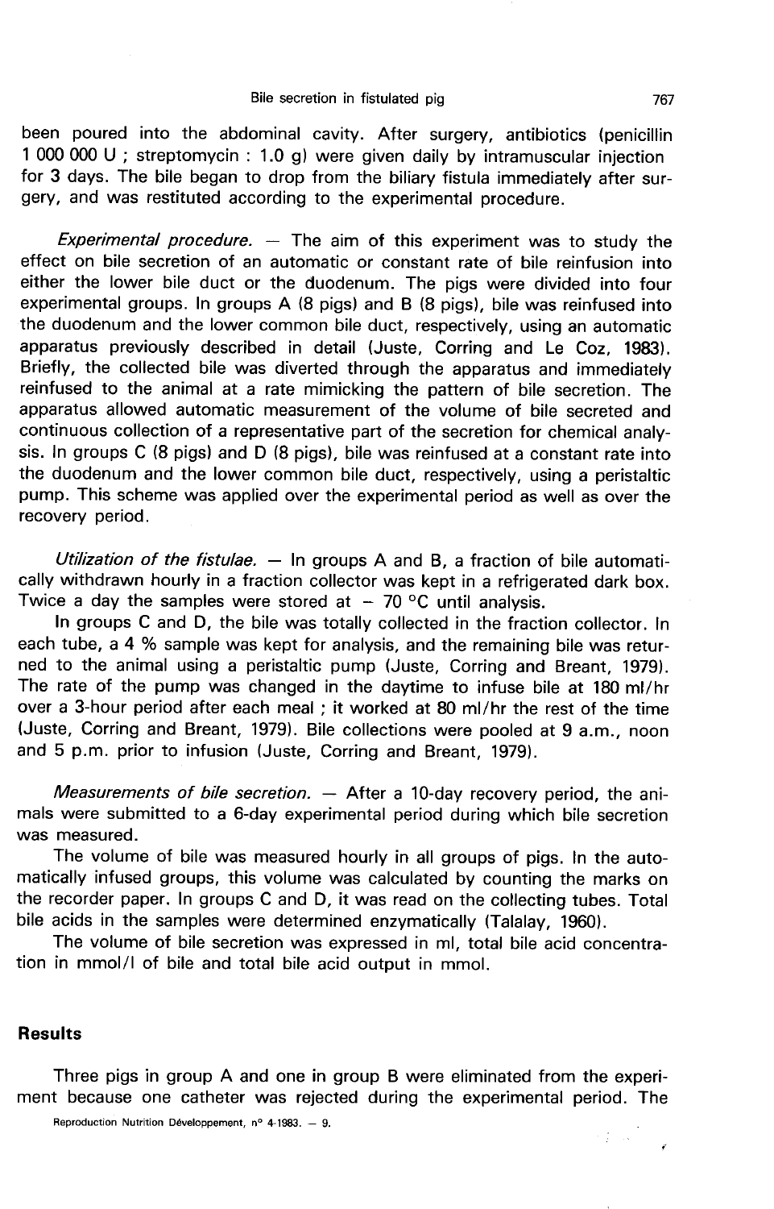been poured into the abdominal cavity. After surgery, antibiotics (penicillin 1 000 000 U ; streptomycin : 1.0 g) were given daily by intramuscular injection for 3 days. The bile began to drop from the biliary fistula immediately after surgery, and was restituted according to the experimental procedure.

*Experimental procedure.* — The aim of this experiment was to study the effect on bile secretion of an automatic or constant rate of bile reinfusion into either the lower bile duct or the duodenum. The pigs were divided into four experimental groups. In groups A (8 pigs) and B (8 pigs), bile was reinfused into the duodenum and the lower common bile duct, respectively, using an automatic apparatus previously described in detail (Juste, Corring and Le Coz, 1983). Briefly, the collected bile was diverted through the apparatus and immediately reinfused to the animal at a rate mimicking the pattern of bile secretion. The apparatus allowed automatic measurement of the volume of bile secreted and continuous collection of a representative part of the secretion for chemical analysis. In groups C (8 pigs) and D (8 pigs), bile was reinfused at a constant rate into the duodenum and the lower common bile duct, respectively, using a peristaltic pump. This scheme was applied over the experimental period as well as over the recovery period.

*Utilization of the fistulae.* — In groups A and B, a fraction of bile automatically withdrawn hourly in a fraction collector was kept in a refrigerated dark box. Twice a day the samples were stored at − 70 °C until analysis.

In groups C and D, the bile was totally collected in the fraction collector. In each tube, a 4 % sample was kept for analysis, and the remaining bile was returned to the animal using a peristaltic pump (Juste, Corring and Breant, 1979). The rate of the pump was changed in the daytime to infuse bile at 180 ml/hr over a 3-hour period after each meal ; it worked at 80 ml/hr the rest of the time (Juste, Corring and Breant, 1979). Bile collections were pooled at 9 a.m., noon and 5 p.m. prior to infusion (Juste, Corring and Breant, 1979).

*Measurements of bile secretion.* — After a 10-day recovery period, the animals were submitted to a 6-day experimental period during which bile secretion was measured.

The volume of bile was measured hourly in all groups of pigs. In the automatically infused groups, this volume was calculated by counting the marks on the recorder paper. In groups C and D, it was read on the collecting tubes. Total bile acids in the samples were determined enzymatically (Talalay, 1960).

The volume of bile secretion was expressed in ml, total bile acid concentration in mmol/l of bile and total bile acid output in mmol.

## Results

Three pigs in group A and one in group B were eliminated from the experiment because one catheter was rejected during the experimental period. The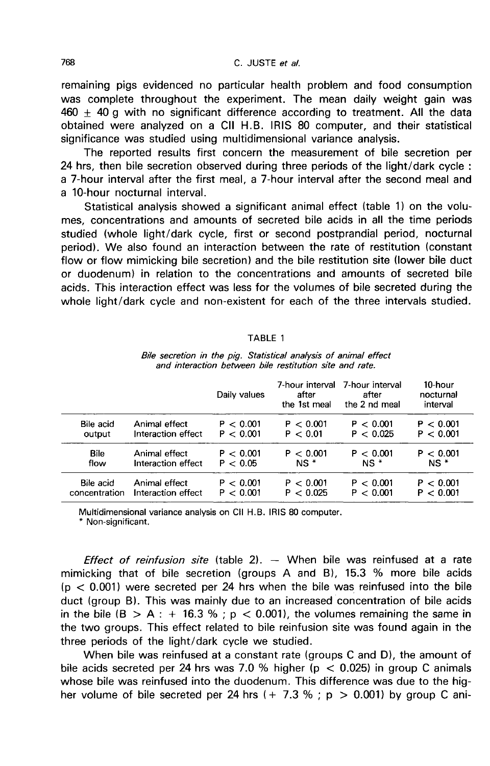remaining pigs evidenced no particular health problem and food consumption was complete throughout the experiment. The mean daily weight gain was 460 ± 40 g with no significant difference according to treatment. All the data obtained were analyzed on a CII H.B. IRIS 80 computer, and their statistical significance was studied using multidimensional variance analysis.

The reported results first concern the measurement of bile secretion per 24 hrs, then bile secretion observed during three periods of the light/dark cycle : a 7-hour interval after the first meal, a 7-hour interval after the second meal and a 10-hour nocturnal interval.

Statistical analysis showed a significant animal effect (table 1) on the volumes, concentrations and amounts of secreted bile acids in all the time periods studied (whole light/dark cycle, first or second postprandial period, nocturnal period). We also found an interaction between the rate of restitution (constant flow or flow mimicking bile secretion) and the bile restitution site (lower bile duct or duodenum) in relation to the concentrations and amounts of secreted bile acids. This interaction effect was less for the volumes of bile secreted during the whole light/dark cycle and non-existent for each of the three intervals studied.

TABLE 1

*Bile secretion in the pig. Statistical analysis of animal effect and interaction between bile restitution site and rate.*

| | | Daily values | 7-hour interval after the 1st meal | 7-hour interval after the 2 nd meal | 10-hour nocturnal interval |
|---|---|---|---|---|---|
| Bile acid output | Animal effect | $P < 0.001$ | $P < 0.001$ | $P < 0.001$ | $P < 0.001$ |
| | Interaction effect | $P < 0.001$ | $P < 0.01$ | $P < 0.025$ | $P < 0.001$ |
| Bile flow | Animal effect | $P < 0.001$ | $P < 0.001$ | $P < 0.001$ | $P < 0.001$ |
| | Interaction effect | $P < 0.05$ | NS * | NS * | NS * |
| Bile acid concentration | Animal effect | $P < 0.001$ | $P < 0.001$ | $P < 0.001$ | $P < 0.001$ |
| | Interaction effect | $P < 0.001$ | $P < 0.025$ | $P < 0.001$ | $P < 0.001$ |

Multidimensional variance analysis on CII H.B. IRIS 80 computer.
\* Non-significant.

*Effect of reinfusion site* (table 2). — When bile was reinfused at a rate mimicking that of bile secretion (groups A and B), 15.3 % more bile acids ($p < 0.001$) were secreted per 24 hrs when the bile was reinfused into the bile duct (group B). This was mainly due to an increased concentration of bile acids in the bile (B > A : + 16.3 % ; $p < 0.001$), the volumes remaining the same in the two groups. This effect related to bile reinfusion site was found again in the three periods of the light/dark cycle we studied.

When bile was reinfused at a constant rate (groups C and D), the amount of bile acids secreted per 24 hrs was 7.0 % higher ($p < 0.025$) in group C animals whose bile was reinfused into the duodenum. This difference was due to the higher volume of bile secreted per 24 hrs (+ 7.3 % ; $p > 0.001$) by group C ani-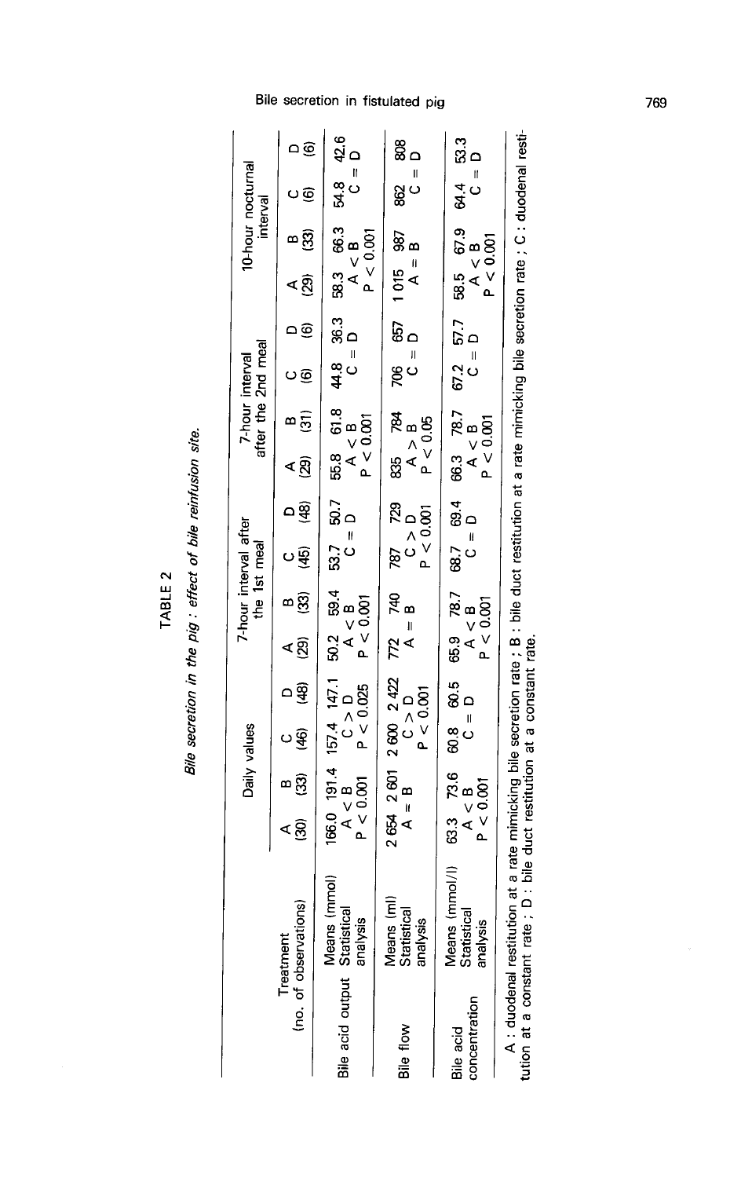TABLE 2

*Bile secretion in the pig : effect of bile reinfusion site.*

| Treatment (no. of observations) | | Daily values | | | | 7-hour interval after the 1st meal | | | | 7-hour interval after the 2nd meal | | | | 10-hour nocturnal interval | | | |
|---|---|---|---|---|---|---|---|---|---|---|---|---|---|---|---|---|---|
| | | A (30) | B (33) | C (46) | D (48) | A (29) | B (33) | C (45) | D (48) | A (29) | B (31) | C (6) | D (6) | A (29) | B (33) | C (6) | D (6) |
| Bile acid output | Means (mmol) | 166.0 | 191.4 | 157.4 | 147.1 | 50.2 | 59.4 | 53.7 | 50.7 | 55.8 | 61.8 | 44.8 | 36.3 | 58.3 | 66.3 | 54.8 | 42.6 |
| | Statistical analysis | A < B, $P < 0.001$ | | C > D, $P < 0.025$ | | A < B, $P < 0.001$ | | C = D | | A < B, $P < 0.001$ | | C = D | | A < B, $P < 0.001$ | | C = D | |
| Bile flow | Means (ml) | 2 654 | 2 601 | 2 600 | 2 422 | 772 | 740 | 787 | 729 | 835 | 784 | 706 | 657 | 1 015 | 987 | 862 | 808 |
| | Statistical analysis | A = B | | C > D, $P < 0.001$ | | A = B | | C > D, $P < 0.001$ | | A > B, $P < 0.05$ | | C = D | | A = B | | C = D | |
| Bile acid concentration | Means (mmol/l) | 63.3 | 73.6 | 60.8 | 60.5 | 65.9 | 78.7 | 68.7 | 69.4 | 66.3 | 78.7 | 67.2 | 57.7 | 58.5 | 67.9 | 64.4 | 53.3 |
| | Statistical analysis | A < B, $P < 0.001$ | | C = D | | A < B, $P < 0.001$ | | C = D | | A < B, $P < 0.001$ | | C = D | | A < B, $P < 0.001$ | | C = D | |

A : duodenal restitution at a rate mimicking bile secretion rate ; B : bile duct restitution at a rate mimicking bile secretion rate ; C : duodenal restitution at a constant rate ; D : bile duct restitution at a constant rate.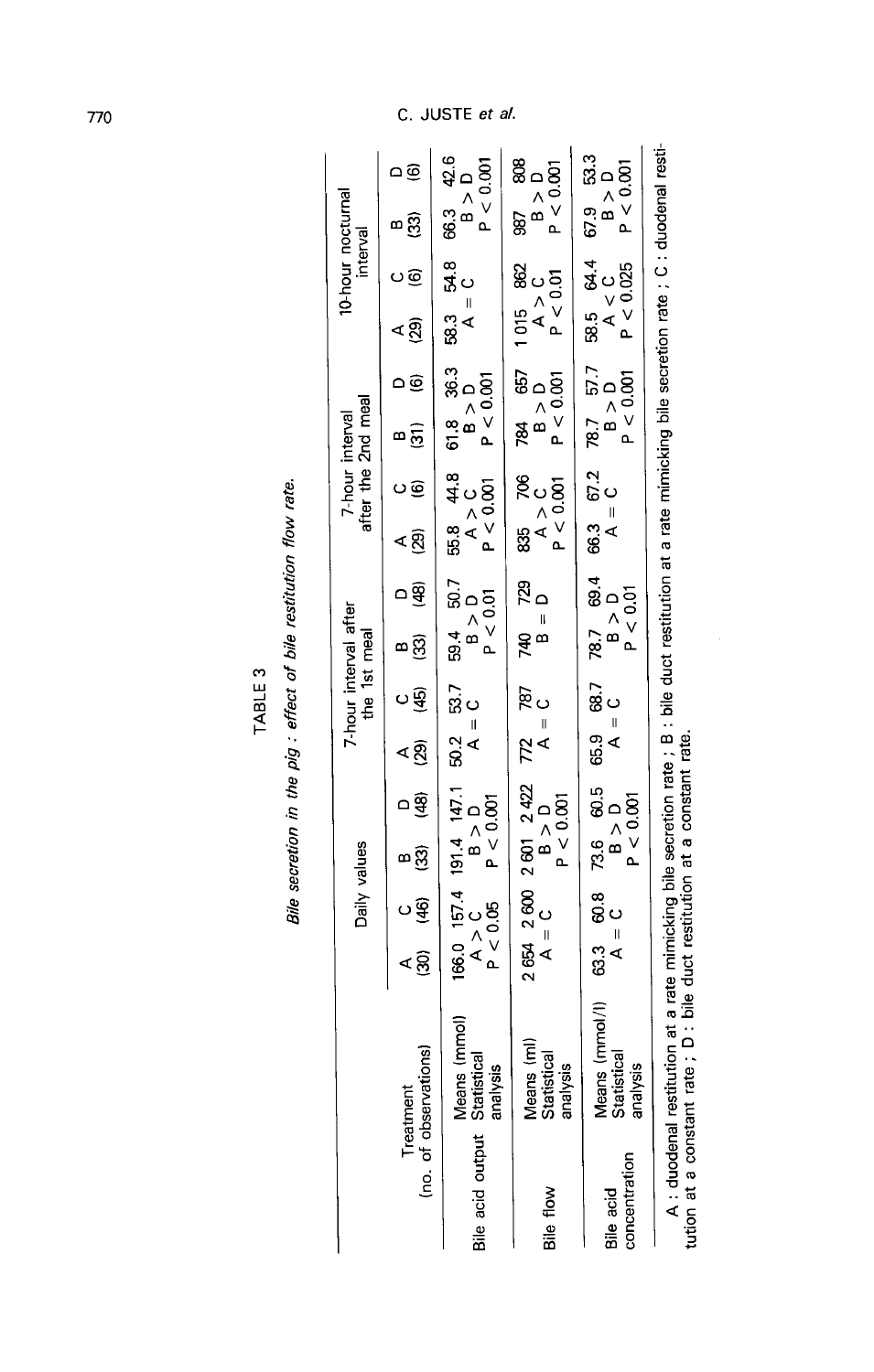TABLE 3

*Bile secretion in the pig : effect of bile restitution flow rate.*

| Treatment (no. of observations) | | Daily values | | | | 7-hour interval after the 1st meal | | | | 7-hour interval after the 2nd meal | | | | 10-hour nocturnal interval | | | |
|---|---|---|---|---|---|---|---|---|---|---|---|---|---|---|---|---|---|
| | | A (30) | C (46) | B (33) | D (48) | A (29) | C (45) | B (33) | D (48) | A (29) | C (6) | B (31) | D (6) | A (29) | C (6) | B (33) | D (6) |
| Bile acid output | Means (mmol) | 166.0 | 157.4 | 191.4 | 147.1 | 50.2 | 53.7 | 59.4 | 50.7 | 55.8 | 44.8 | 61.8 | 36.3 | 58.3 | 54.8 | 66.3 | 42.6 |
| | Statistical analysis | A > C, $P < 0.05$ | | B > D, $P < 0.001$ | | A = C | | B > D, $P < 0.01$ | | A > C, $P < 0.001$ | | B > D, $P < 0.001$ | | A = C | | B > D, $P < 0.001$ | |
| Bile flow | Means (ml) | 2 654 | 2 600 | 2 601 | 2 422 | 772 | 787 | 740 | 729 | 835 | 706 | 784 | 657 | 1 015 | 862 | 987 | 808 |
| | Statistical analysis | A = C | | B > D, $P < 0.001$ | | A = C | | B = D | | A > C, $P < 0.001$ | | B > D, $P < 0.001$ | | A > C, $P < 0.01$ | | B > D, $P < 0.001$ | |
| Bile acid concentration | Means (mmol/l) | 63.3 | 60.8 | 73.6 | 60.5 | 65.9 | 68.7 | 78.7 | 69.4 | 66.3 | 67.2 | 78.7 | 57.7 | 58.5 | 64.4 | 67.9 | 53.3 |
| | Statistical analysis | A = C | | B > D, $P < 0.001$ | | A = C | | B > D, $P < 0.01$ | | A = C | | B > D, $P < 0.001$ | | A < C, $P < 0.025$ | | B > D, $P < 0.001$ | |

A : duodenal restitution at a rate mimicking bile secretion rate ; B : bile duct restitution at a rate mimicking bile secretion rate ; C : duodenal restitution at a constant rate ; D : bile duct restitution at a constant rate.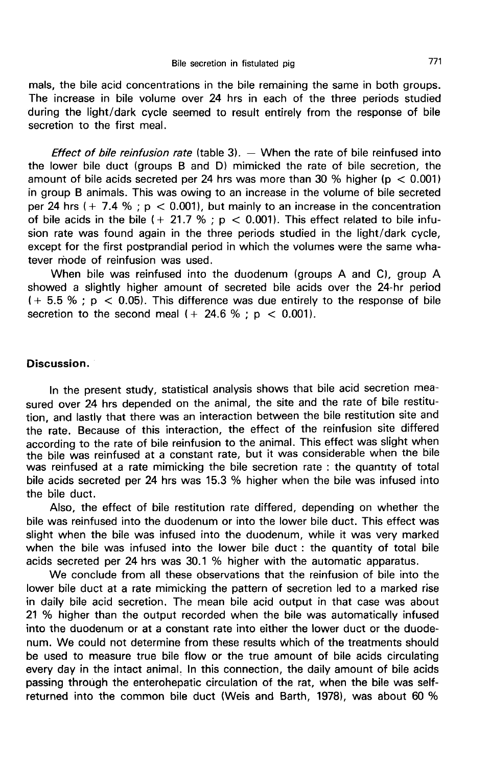mals, the bile acid concentrations in the bile remaining the same in both groups. The increase in bile volume over 24 hrs in each of the three periods studied during the light/dark cycle seemed to result entirely from the response of bile secretion to the first meal.

*Effect of bile reinfusion rate* (table 3). — When the rate of bile reinfused into the lower bile duct (groups B and D) mimicked the rate of bile secretion, the amount of bile acids secreted per 24 hrs was more than 30 % higher ($p < 0.001$) in group B animals. This was owing to an increase in the volume of bile secreted per 24 hrs (+ 7.4 % ; $p < 0.001$), but mainly to an increase in the concentration of bile acids in the bile (+ 21.7 % ; $p < 0.001$). This effect related to bile infusion rate was found again in the three periods studied in the light/dark cycle, except for the first postprandial period in which the volumes were the same whatever mode of reinfusion was used.

When bile was reinfused into the duodenum (groups A and C), group A showed a slightly higher amount of secreted bile acids over the 24-hr period (+ 5.5 % ; $p < 0.05$). This difference was due entirely to the response of bile secretion to the second meal (+ 24.6 % ; $p < 0.001$).

## Discussion.

In the present study, statistical analysis shows that bile acid secretion measured over 24 hrs depended on the animal, the site and the rate of bile restitution, and lastly that there was an interaction between the bile restitution site and the rate. Because of this interaction, the effect of the reinfusion site differed according to the rate of bile reinfusion to the animal. This effect was slight when the bile was reinfused at a constant rate, but it was considerable when the bile was reinfused at a rate mimicking the bile secretion rate : the quantity of total bile acids secreted per 24 hrs was 15.3 % higher when the bile was infused into the bile duct.

Also, the effect of bile restitution rate differed, depending on whether the bile was reinfused into the duodenum or into the lower bile duct. This effect was slight when the bile was infused into the duodenum, while it was very marked when the bile was infused into the lower bile duct : the quantity of total bile acids secreted per 24 hrs was 30.1 % higher with the automatic apparatus.

We conclude from all these observations that the reinfusion of bile into the lower bile duct at a rate mimicking the pattern of secretion led to a marked rise in daily bile acid secretion. The mean bile acid output in that case was about 21 % higher than the output recorded when the bile was automatically infused into the duodenum or at a constant rate into either the lower duct or the duodenum. We could not determine from these results which of the treatments should be used to measure true bile flow or the true amount of bile acids circulating every day in the intact animal. In this connection, the daily amount of bile acids passing through the enterohepatic circulation of the rat, when the bile was self-returned into the common bile duct (Weis and Barth, 1978), was about 60 %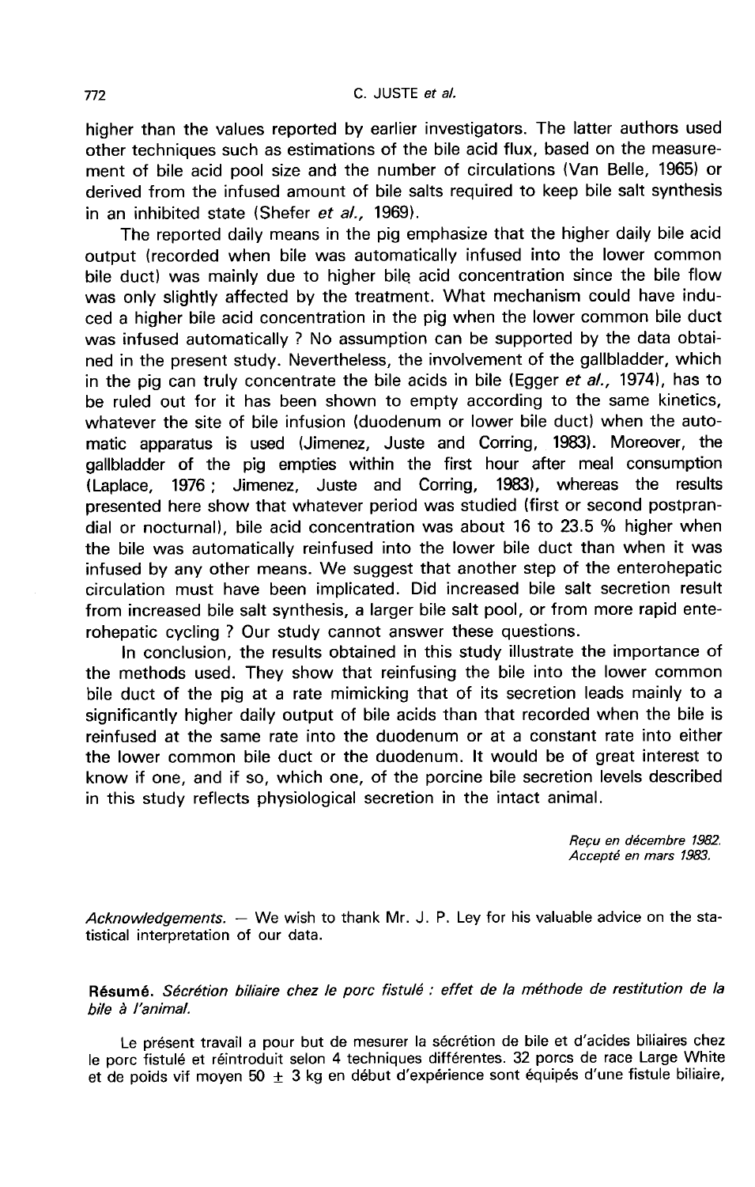higher than the values reported by earlier investigators. The latter authors used other techniques such as estimations of the bile acid flux, based on the measurement of bile acid pool size and the number of circulations (Van Belle, 1965) or derived from the infused amount of bile salts required to keep bile salt synthesis in an inhibited state (Shefer *et al.*, 1969).

The reported daily means in the pig emphasize that the higher daily bile acid output (recorded when bile was automatically infused into the lower common bile duct) was mainly due to higher bile acid concentration since the bile flow was only slightly affected by the treatment. What mechanism could have induced a higher bile acid concentration in the pig when the lower common bile duct was infused automatically ? No assumption can be supported by the data obtained in the present study. Nevertheless, the involvement of the gallbladder, which in the pig can truly concentrate the bile acids in bile (Egger *et al.*, 1974), has to be ruled out for it has been shown to empty according to the same kinetics, whatever the site of bile infusion (duodenum or lower bile duct) when the automatic apparatus is used (Jimenez, Juste and Corring, 1983). Moreover, the gallbladder of the pig empties within the first hour after meal consumption (Laplace, 1976 ; Jimenez, Juste and Corring, 1983), whereas the results presented here show that whatever period was studied (first or second postprandial or nocturnal), bile acid concentration was about 16 to 23.5 % higher when the bile was automatically reinfused into the lower bile duct than when it was infused by any other means. We suggest that another step of the enterohepatic circulation must have been implicated. Did increased bile salt secretion result from increased bile salt synthesis, a larger bile salt pool, or from more rapid enterohepatic cycling ? Our study cannot answer these questions.

In conclusion, the results obtained in this study illustrate the importance of the methods used. They show that reinfusing the bile into the lower common bile duct of the pig at a rate mimicking that of its secretion leads mainly to a significantly higher daily output of bile acids than that recorded when the bile is reinfused at the same rate into the duodenum or at a constant rate into either the lower common bile duct or the duodenum. It would be of great interest to know if one, and if so, which one, of the porcine bile secretion levels described in this study reflects physiological secretion in the intact animal.

*Reçu en décembre 1982.*
*Accepté en mars 1983.*

*Acknowledgements.* — We wish to thank Mr. J. P. Ley for his valuable advice on the statistical interpretation of our data.

**Résumé.** *Sécrétion biliaire chez le porc fistulé : effet de la méthode de restitution de la bile à l'animal.*

Le présent travail a pour but de mesurer la sécrétion de bile et d'acides biliaires chez le porc fistulé et réintroduit selon 4 techniques différentes. 32 porcs de race Large White et de poids vif moyen 50 ± 3 kg en début d'expérience sont équipés d'une fistule biliaire,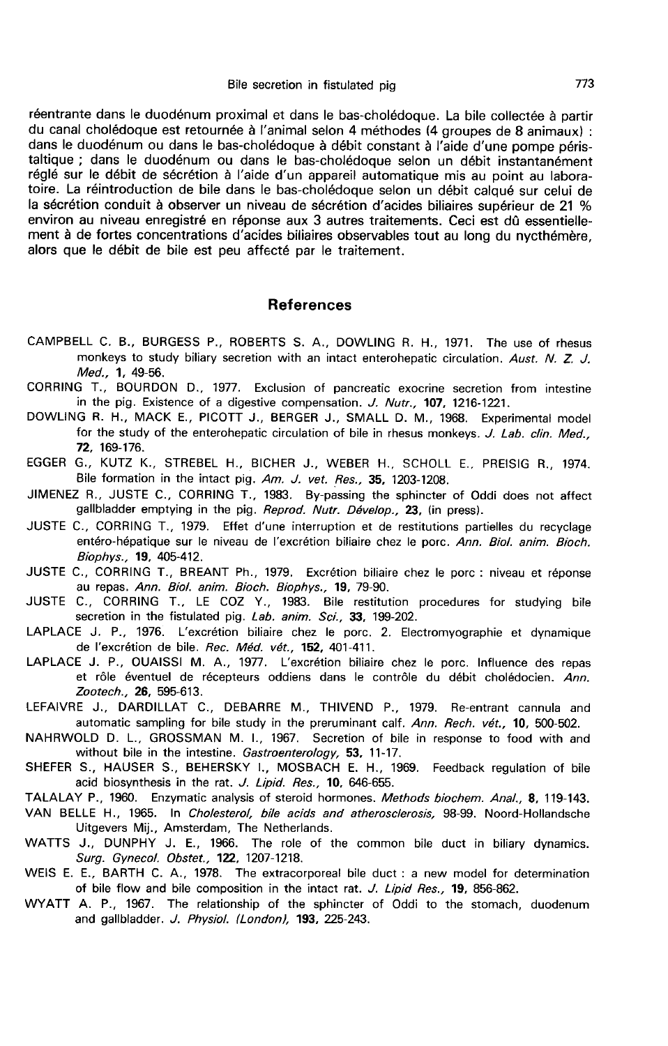réentrante dans le duodénum proximal et dans le bas-cholédoque. La bile collectée à partir du canal cholédoque est retournée à l'animal selon 4 méthodes (4 groupes de 8 animaux) : dans le duodénum ou dans le bas-cholédoque à débit constant à l'aide d'une pompe péristaltique ; dans le duodénum ou dans le bas-cholédoque selon un débit instantanément réglé sur le débit de sécrétion à l'aide d'un appareil automatique mis au point au laboratoire. La réintroduction de bile dans le bas-cholédoque selon un débit calqué sur celui de la sécrétion conduit à observer un niveau de sécrétion d'acides biliaires supérieur de 21 % environ au niveau enregistré en réponse aux 3 autres traitements. Ceci est dû essentiellement à de fortes concentrations d'acides biliaires observables tout au long du nycthémère, alors que le débit de bile est peu affecté par le traitement.

## References

CAMPBELL C. B., BURGESS P., ROBERTS S. A., DOWLING R. H., 1971. The use of rhesus monkeys to study biliary secretion with an intact enterohepatic circulation. *Aust. N. Z. J. Med.*, **1**, 49-56.

CORRING T., BOURDON D., 1977. Exclusion of pancreatic exocrine secretion from intestine in the pig. Existence of a digestive compensation. *J. Nutr.*, **107**, 1216-1221.

DOWLING R. H., MACK E., PICOTT J., BERGER J., SMALL D. M., 1968. Experimental model for the study of the enterohepatic circulation of bile in rhesus monkeys. *J. Lab. clin. Med.*, **72**, 169-176.

EGGER G., KUTZ K., STREBEL H., BICHER J., WEBER H., SCHOLL E., PREISIG R., 1974. Bile formation in the intact pig. *Am. J. vet. Res.*, **35**, 1203-1208.

JIMENEZ R., JUSTE C., CORRING T., 1983. By-passing the sphincter of Oddi does not affect gallbladder emptying in the pig. *Reprod. Nutr. Dévelop.*, **23**, (in press).

JUSTE C., CORRING T., 1979. Effet d'une interruption et de restitutions partielles du recyclage entéro-hépatique sur le niveau de l'excrétion biliaire chez le porc. *Ann. Biol. anim. Bioch. Biophys.*, **19**, 405-412.

JUSTE C., CORRING T., BREANT Ph., 1979. Excrétion biliaire chez le porc : niveau et réponse au repas. *Ann. Biol. anim. Bioch. Biophys.*, **19**, 79-90.

JUSTE C., CORRING T., LE COZ Y., 1983. Bile restitution procedures for studying bile secretion in the fistulated pig. *Lab. anim. Sci.*, **33**, 199-202.

LAPLACE J. P., 1976. L'excrétion biliaire chez le porc. 2. Electromyographie et dynamique de l'excrétion de bile. *Rec. Méd. vét.*, **152**, 401-411.

LAPLACE J. P., OUAISSI M. A., 1977. L'excrétion biliaire chez le porc. Influence des repas et rôle éventuel de récepteurs oddiens dans le contrôle du débit cholédocien. *Ann. Zootech.*, **26**, 595-613.

LEFAIVRE J., DARDILLAT C., DEBARRE M., THIVEND P., 1979. Re-entrant cannula and automatic sampling for bile study in the preruminant calf. *Ann. Rech. vét.*, **10**, 500-502.

NAHRWOLD D. L., GROSSMAN M. I., 1967. Secretion of bile in response to food with and without bile in the intestine. *Gastroenterology*, **53**, 11-17.

SHEFER S., HAUSER S., BEHERSKY I., MOSBACH E. H., 1969. Feedback regulation of bile acid biosynthesis in the rat. *J. Lipid. Res.*, **10**, 646-655.

TALALAY P., 1960. Enzymatic analysis of steroid hormones. *Methods biochem. Anal.*, **8**, 119-143.

VAN BELLE H., 1965. In *Cholesterol, bile acids and atherosclerosis*, 98-99. Noord-Hollandsche Uitgevers Mij., Amsterdam, The Netherlands.

WATTS J., DUNPHY J. E., 1966. The role of the common bile duct in biliary dynamics. *Surg. Gynecol. Obstet.*, **122**, 1207-1218.

WEIS E. E., BARTH C. A., 1978. The extracorporeal bile duct : a new model for determination of bile flow and bile composition in the intact rat. *J. Lipid Res.*, **19**, 856-862.

WYATT A. P., 1967. The relationship of the sphincter of Oddi to the stomach, duodenum and gallbladder. *J. Physiol. (London)*, **193**, 225-243.